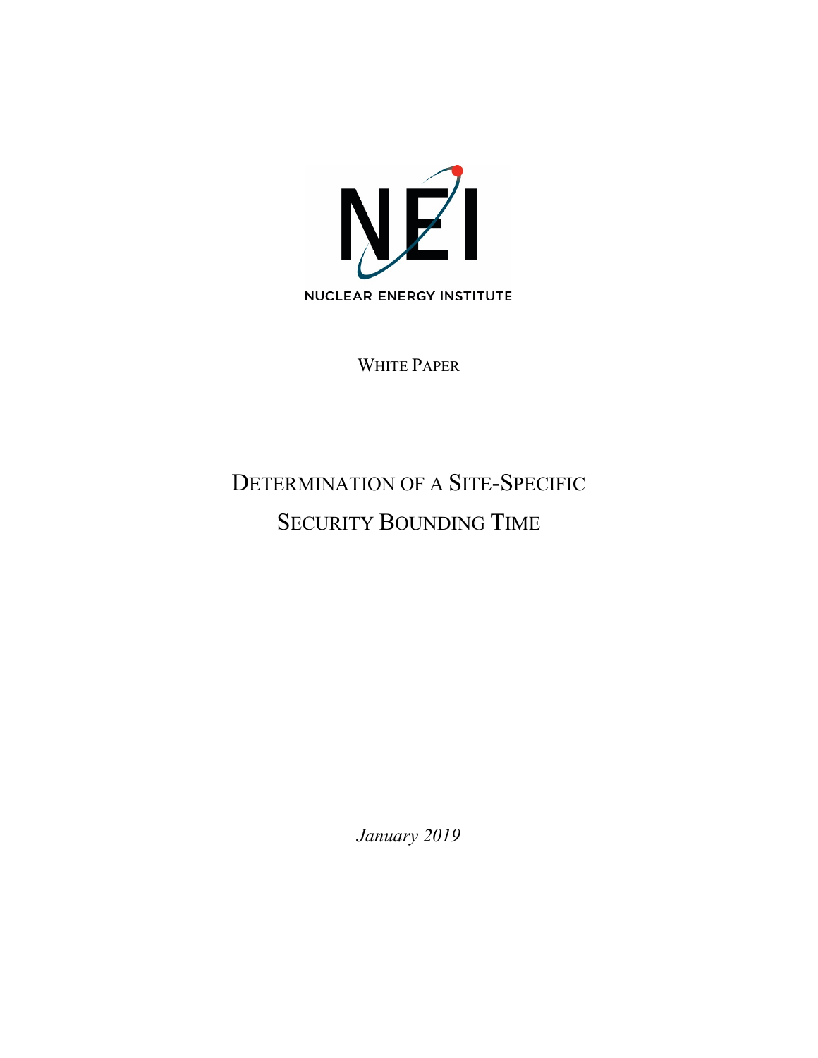NUCLEAR ENERGY INSTITUTE

WHITE PAPER

# DETERMINATION OF A SITE-SPECIFIC SECURITY BOUNDING TIME

*January 2019*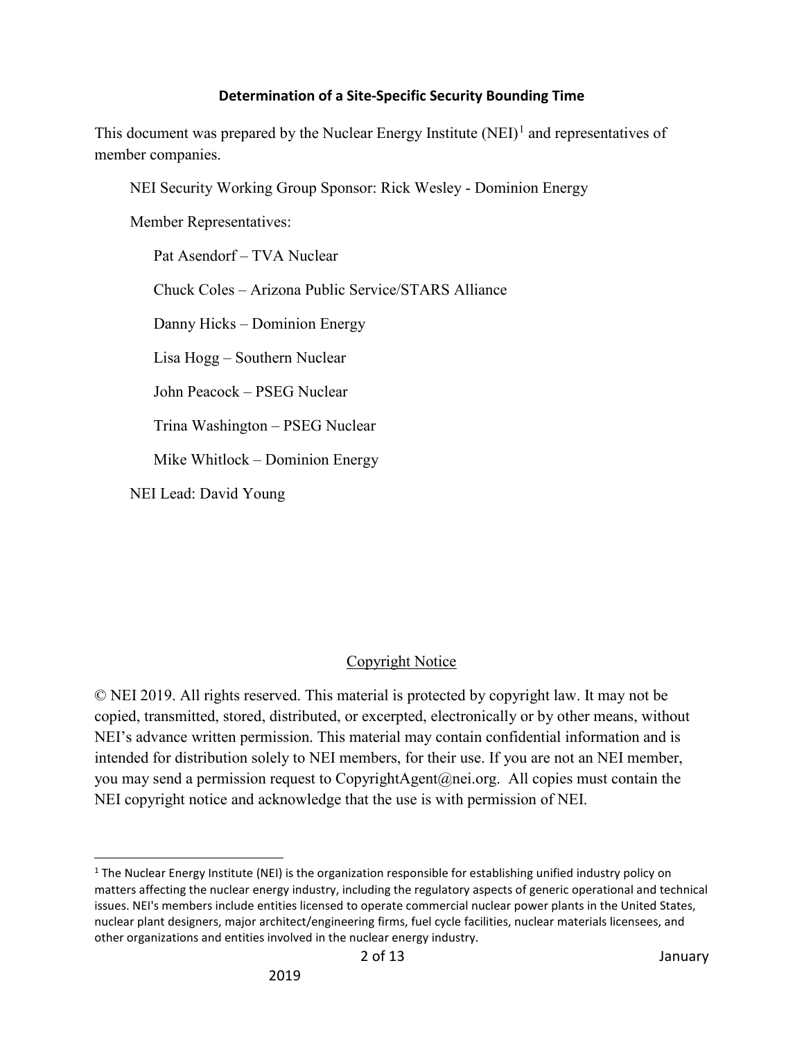**Determination of a Site-Specific Security Bounding Time**

This document was prepared by the Nuclear Energy Institute (NEI)[1] and representatives of member companies.

NEI Security Working Group Sponsor: Rick Wesley - Dominion Energy

Member Representatives:

Pat Asendorf – TVA Nuclear

Chuck Coles – Arizona Public Service/STARS Alliance

Danny Hicks – Dominion Energy

Lisa Hogg – Southern Nuclear

John Peacock – PSEG Nuclear

Trina Washington – PSEG Nuclear

Mike Whitlock – Dominion Energy

NEI Lead: David Young

Copyright Notice

© NEI 2019. All rights reserved. This material is protected by copyright law. It may not be copied, transmitted, stored, distributed, or excerpted, electronically or by other means, without NEI's advance written permission. This material may contain confidential information and is intended for distribution solely to NEI members, for their use. If you are not an NEI member, you may send a permission request to CopyrightAgent@nei.org. All copies must contain the NEI copyright notice and acknowledge that the use is with permission of NEI.

---

[1] The Nuclear Energy Institute (NEI) is the organization responsible for establishing unified industry policy on matters affecting the nuclear energy industry, including the regulatory aspects of generic operational and technical issues. NEI's members include entities licensed to operate commercial nuclear power plants in the United States, nuclear plant designers, major architect/engineering firms, fuel cycle facilities, nuclear materials licensees, and other organizations and entities involved in the nuclear energy industry.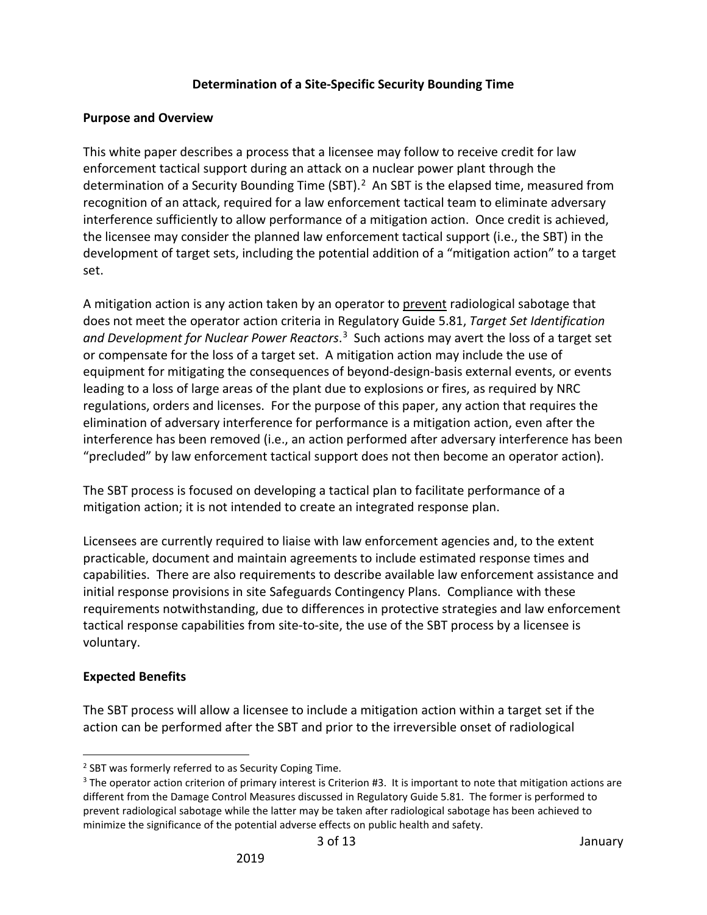# Determination of a Site-Specific Security Bounding Time

## Purpose and Overview

This white paper describes a process that a licensee may follow to receive credit for law enforcement tactical support during an attack on a nuclear power plant through the determination of a Security Bounding Time (SBT).[2] An SBT is the elapsed time, measured from recognition of an attack, required for a law enforcement tactical team to eliminate adversary interference sufficiently to allow performance of a mitigation action. Once credit is achieved, the licensee may consider the planned law enforcement tactical support (i.e., the SBT) in the development of target sets, including the potential addition of a "mitigation action" to a target set.

A mitigation action is any action taken by an operator to prevent radiological sabotage that does not meet the operator action criteria in Regulatory Guide 5.81, *Target Set Identification and Development for Nuclear Power Reactors*.[3] Such actions may avert the loss of a target set or compensate for the loss of a target set. A mitigation action may include the use of equipment for mitigating the consequences of beyond-design-basis external events, or events leading to a loss of large areas of the plant due to explosions or fires, as required by NRC regulations, orders and licenses. For the purpose of this paper, any action that requires the elimination of adversary interference for performance is a mitigation action, even after the interference has been removed (i.e., an action performed after adversary interference has been "precluded" by law enforcement tactical support does not then become an operator action).

The SBT process is focused on developing a tactical plan to facilitate performance of a mitigation action; it is not intended to create an integrated response plan.

Licensees are currently required to liaise with law enforcement agencies and, to the extent practicable, document and maintain agreements to include estimated response times and capabilities. There are also requirements to describe available law enforcement assistance and initial response provisions in site Safeguards Contingency Plans. Compliance with these requirements notwithstanding, due to differences in protective strategies and law enforcement tactical response capabilities from site-to-site, the use of the SBT process by a licensee is voluntary.

## Expected Benefits

The SBT process will allow a licensee to include a mitigation action within a target set if the action can be performed after the SBT and prior to the irreversible onset of radiological

---

[2] SBT was formerly referred to as Security Coping Time.

[3] The operator action criterion of primary interest is Criterion #3. It is important to note that mitigation actions are different from the Damage Control Measures discussed in Regulatory Guide 5.81. The former is performed to prevent radiological sabotage while the latter may be taken after radiological sabotage has been achieved to minimize the significance of the potential adverse effects on public health and safety.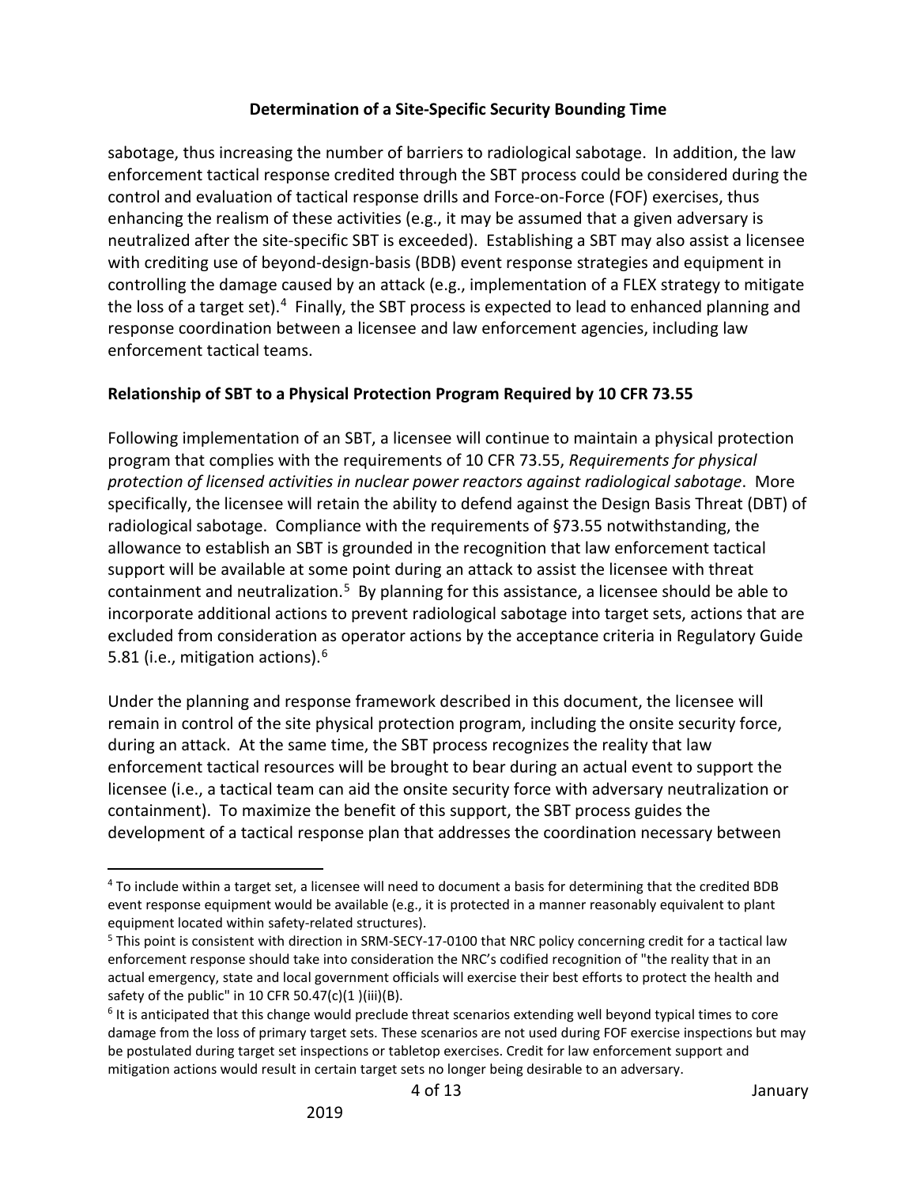sabotage, thus increasing the number of barriers to radiological sabotage. In addition, the law enforcement tactical response credited through the SBT process could be considered during the control and evaluation of tactical response drills and Force-on-Force (FOF) exercises, thus enhancing the realism of these activities (e.g., it may be assumed that a given adversary is neutralized after the site-specific SBT is exceeded). Establishing a SBT may also assist a licensee with crediting use of beyond-design-basis (BDB) event response strategies and equipment in controlling the damage caused by an attack (e.g., implementation of a FLEX strategy to mitigate the loss of a target set).[4] Finally, the SBT process is expected to lead to enhanced planning and response coordination between a licensee and law enforcement agencies, including law enforcement tactical teams.

## Relationship of SBT to a Physical Protection Program Required by 10 CFR 73.55

Following implementation of an SBT, a licensee will continue to maintain a physical protection program that complies with the requirements of 10 CFR 73.55, *Requirements for physical protection of licensed activities in nuclear power reactors against radiological sabotage*. More specifically, the licensee will retain the ability to defend against the Design Basis Threat (DBT) of radiological sabotage. Compliance with the requirements of §73.55 notwithstanding, the allowance to establish an SBT is grounded in the recognition that law enforcement tactical support will be available at some point during an attack to assist the licensee with threat containment and neutralization.[5] By planning for this assistance, a licensee should be able to incorporate additional actions to prevent radiological sabotage into target sets, actions that are excluded from consideration as operator actions by the acceptance criteria in Regulatory Guide 5.81 (i.e., mitigation actions).[6]

Under the planning and response framework described in this document, the licensee will remain in control of the site physical protection program, including the onsite security force, during an attack. At the same time, the SBT process recognizes the reality that law enforcement tactical resources will be brought to bear during an actual event to support the licensee (i.e., a tactical team can aid the onsite security force with adversary neutralization or containment). To maximize the benefit of this support, the SBT process guides the development of a tactical response plan that addresses the coordination necessary between

[4] To include within a target set, a licensee will need to document a basis for determining that the credited BDB event response equipment would be available (e.g., it is protected in a manner reasonably equivalent to plant equipment located within safety-related structures).

[5] This point is consistent with direction in SRM-SECY-17-0100 that NRC policy concerning credit for a tactical law enforcement response should take into consideration the NRC's codified recognition of "the reality that in an actual emergency, state and local government officials will exercise their best efforts to protect the health and safety of the public" in 10 CFR 50.47(c)(1 )(iii)(B).

[6] It is anticipated that this change would preclude threat scenarios extending well beyond typical times to core damage from the loss of primary target sets. These scenarios are not used during FOF exercise inspections but may be postulated during target set inspections or tabletop exercises. Credit for law enforcement support and mitigation actions would result in certain target sets no longer being desirable to an adversary.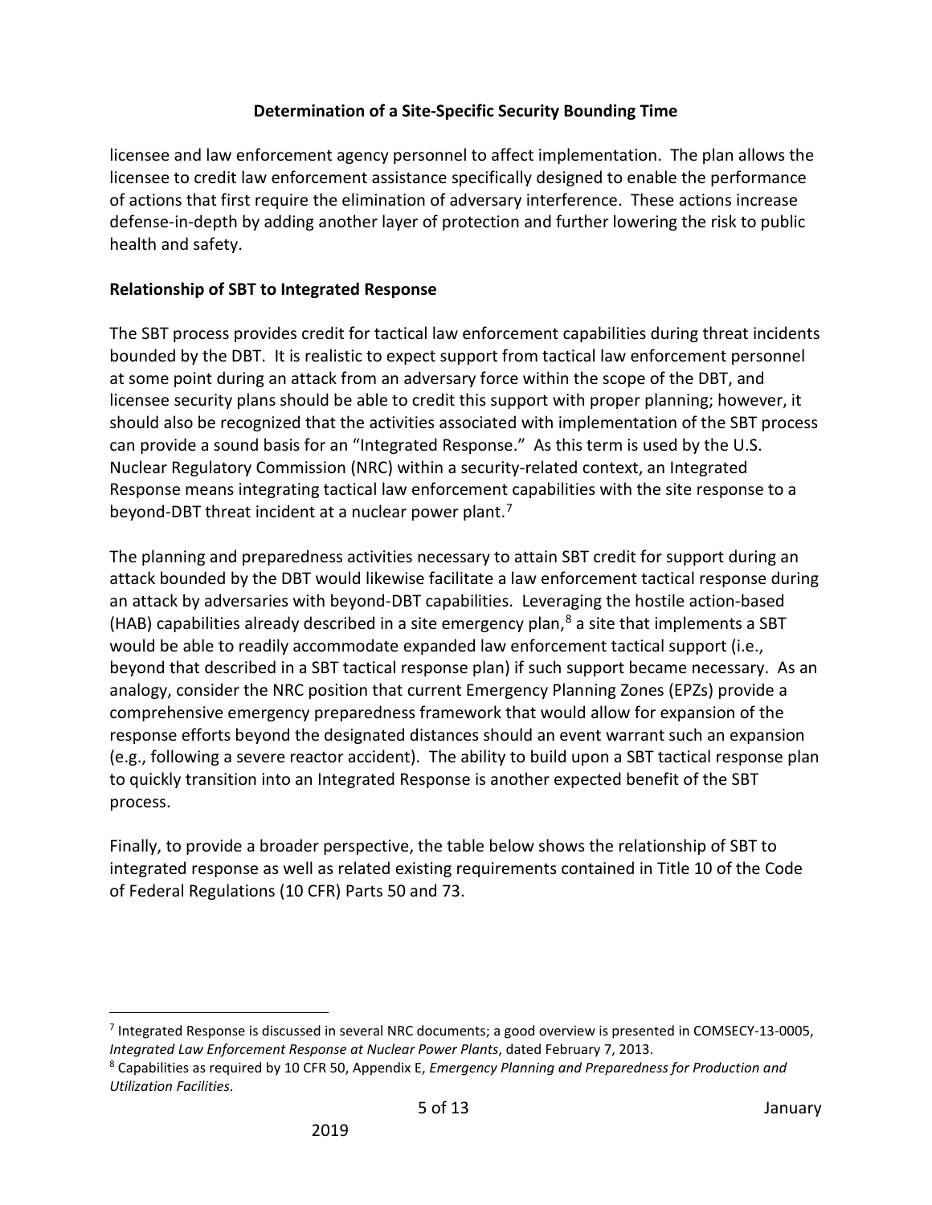licensee and law enforcement agency personnel to affect implementation. The plan allows the licensee to credit law enforcement assistance specifically designed to enable the performance of actions that first require the elimination of adversary interference. These actions increase defense-in-depth by adding another layer of protection and further lowering the risk to public health and safety.

**Relationship of SBT to Integrated Response**

The SBT process provides credit for tactical law enforcement capabilities during threat incidents bounded by the DBT. It is realistic to expect support from tactical law enforcement personnel at some point during an attack from an adversary force within the scope of the DBT, and licensee security plans should be able to credit this support with proper planning; however, it should also be recognized that the activities associated with implementation of the SBT process can provide a sound basis for an "Integrated Response." As this term is used by the U.S. Nuclear Regulatory Commission (NRC) within a security-related context, an Integrated Response means integrating tactical law enforcement capabilities with the site response to a beyond-DBT threat incident at a nuclear power plant.[7]

The planning and preparedness activities necessary to attain SBT credit for support during an attack bounded by the DBT would likewise facilitate a law enforcement tactical response during an attack by adversaries with beyond-DBT capabilities. Leveraging the hostile action-based (HAB) capabilities already described in a site emergency plan,[8] a site that implements a SBT would be able to readily accommodate expanded law enforcement tactical support (i.e., beyond that described in a SBT tactical response plan) if such support became necessary. As an analogy, consider the NRC position that current Emergency Planning Zones (EPZs) provide a comprehensive emergency preparedness framework that would allow for expansion of the response efforts beyond the designated distances should an event warrant such an expansion (e.g., following a severe reactor accident). The ability to build upon a SBT tactical response plan to quickly transition into an Integrated Response is another expected benefit of the SBT process.

Finally, to provide a broader perspective, the table below shows the relationship of SBT to integrated response as well as related existing requirements contained in Title 10 of the Code of Federal Regulations (10 CFR) Parts 50 and 73.

---

[7] Integrated Response is discussed in several NRC documents; a good overview is presented in COMSECY-13-0005, *Integrated Law Enforcement Response at Nuclear Power Plants*, dated February 7, 2013.

[8] Capabilities as required by 10 CFR 50, Appendix E, *Emergency Planning and Preparedness for Production and Utilization Facilities*.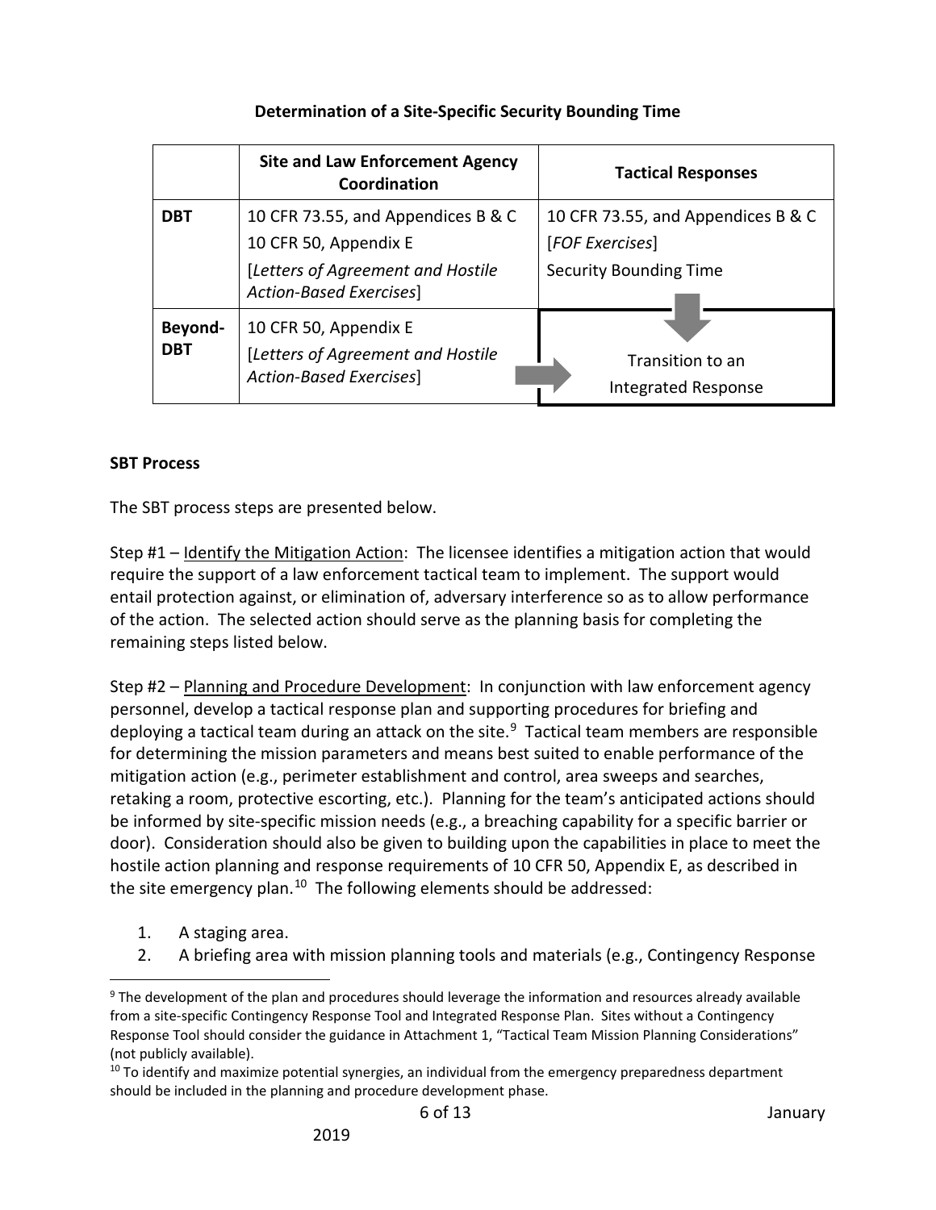**Determination of a Site-Specific Security Bounding Time**

| | Site and Law Enforcement Agency Coordination | Tactical Responses |
|---|---|---|
| **DBT** | 10 CFR 73.55, and Appendices B & C<br>10 CFR 50, Appendix E<br>[*Letters of Agreement and Hostile Action-Based Exercises*] | 10 CFR 73.55, and Appendices B & C<br>[*FOF Exercises*]<br>Security Bounding Time |
| **Beyond-DBT** | 10 CFR 50, Appendix E<br>[*Letters of Agreement and Hostile Action-Based Exercises*] | Transition to an Integrated Response |

**SBT Process**

The SBT process steps are presented below.

Step #1 – Identify the Mitigation Action: The licensee identifies a mitigation action that would require the support of a law enforcement tactical team to implement. The support would entail protection against, or elimination of, adversary interference so as to allow performance of the action. The selected action should serve as the planning basis for completing the remaining steps listed below.

Step #2 – Planning and Procedure Development: In conjunction with law enforcement agency personnel, develop a tactical response plan and supporting procedures for briefing and deploying a tactical team during an attack on the site.[9] Tactical team members are responsible for determining the mission parameters and means best suited to enable performance of the mitigation action (e.g., perimeter establishment and control, area sweeps and searches, retaking a room, protective escorting, etc.). Planning for the team's anticipated actions should be informed by site-specific mission needs (e.g., a breaching capability for a specific barrier or door). Consideration should also be given to building upon the capabilities in place to meet the hostile action planning and response requirements of 10 CFR 50, Appendix E, as described in the site emergency plan.[10] The following elements should be addressed:

1. A staging area.
2. A briefing area with mission planning tools and materials (e.g., Contingency Response

[9] The development of the plan and procedures should leverage the information and resources already available from a site-specific Contingency Response Tool and Integrated Response Plan. Sites without a Contingency Response Tool should consider the guidance in Attachment 1, "Tactical Team Mission Planning Considerations" (not publicly available).

[10] To identify and maximize potential synergies, an individual from the emergency preparedness department should be included in the planning and procedure development phase.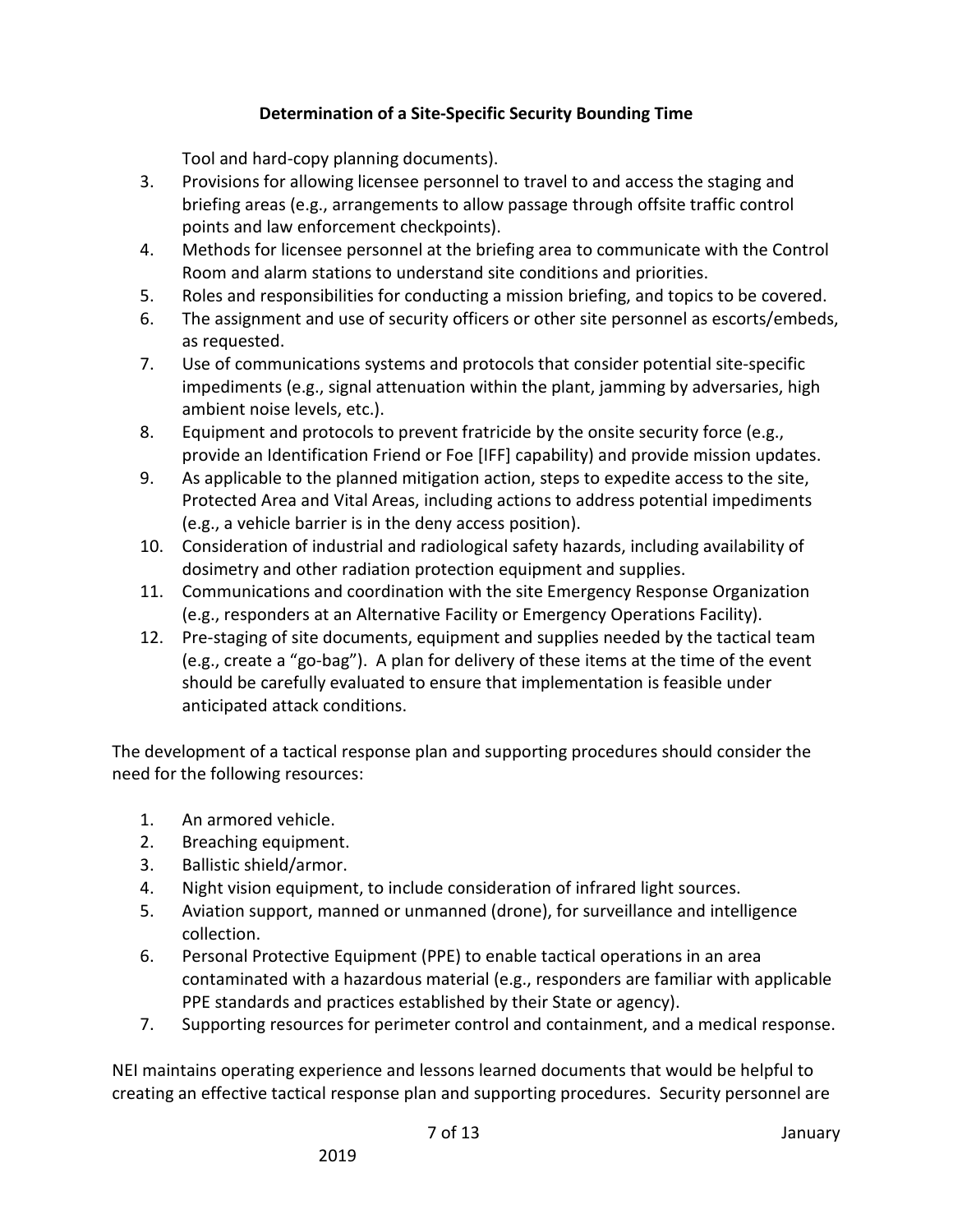Tool and hard-copy planning documents).

3. Provisions for allowing licensee personnel to travel to and access the staging and briefing areas (e.g., arrangements to allow passage through offsite traffic control points and law enforcement checkpoints).
4. Methods for licensee personnel at the briefing area to communicate with the Control Room and alarm stations to understand site conditions and priorities.
5. Roles and responsibilities for conducting a mission briefing, and topics to be covered.
6. The assignment and use of security officers or other site personnel as escorts/embeds, as requested.
7. Use of communications systems and protocols that consider potential site-specific impediments (e.g., signal attenuation within the plant, jamming by adversaries, high ambient noise levels, etc.).
8. Equipment and protocols to prevent fratricide by the onsite security force (e.g., provide an Identification Friend or Foe [IFF] capability) and provide mission updates.
9. As applicable to the planned mitigation action, steps to expedite access to the site, Protected Area and Vital Areas, including actions to address potential impediments (e.g., a vehicle barrier is in the deny access position).
10. Consideration of industrial and radiological safety hazards, including availability of dosimetry and other radiation protection equipment and supplies.
11. Communications and coordination with the site Emergency Response Organization (e.g., responders at an Alternative Facility or Emergency Operations Facility).
12. Pre-staging of site documents, equipment and supplies needed by the tactical team (e.g., create a "go-bag"). A plan for delivery of these items at the time of the event should be carefully evaluated to ensure that implementation is feasible under anticipated attack conditions.

The development of a tactical response plan and supporting procedures should consider the need for the following resources:

1. An armored vehicle.
2. Breaching equipment.
3. Ballistic shield/armor.
4. Night vision equipment, to include consideration of infrared light sources.
5. Aviation support, manned or unmanned (drone), for surveillance and intelligence collection.
6. Personal Protective Equipment (PPE) to enable tactical operations in an area contaminated with a hazardous material (e.g., responders are familiar with applicable PPE standards and practices established by their State or agency).
7. Supporting resources for perimeter control and containment, and a medical response.

NEI maintains operating experience and lessons learned documents that would be helpful to creating an effective tactical response plan and supporting procedures. Security personnel are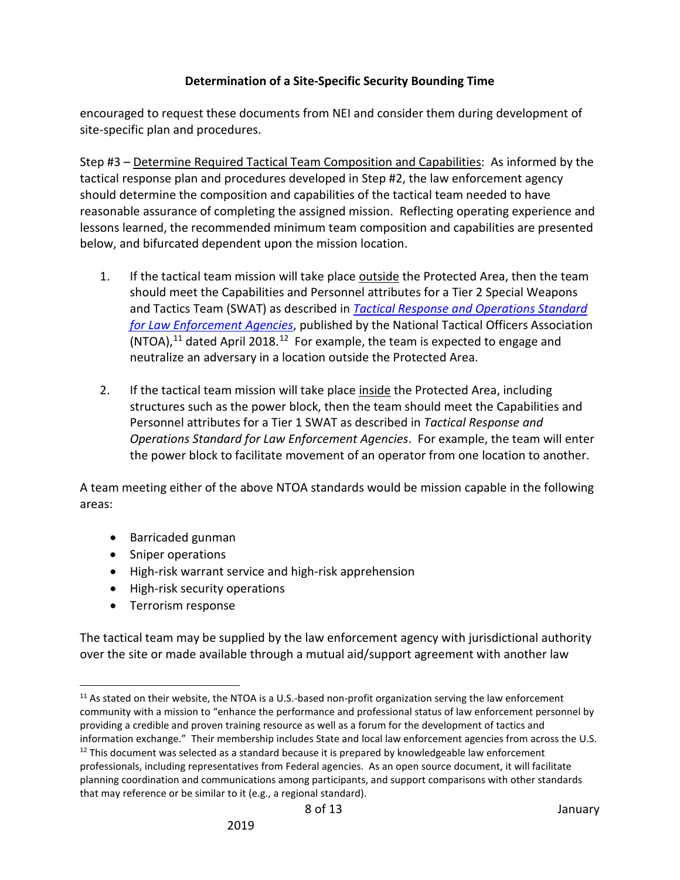encouraged to request these documents from NEI and consider them during development of site-specific plan and procedures.

Step #3 – Determine Required Tactical Team Composition and Capabilities: As informed by the tactical response plan and procedures developed in Step #2, the law enforcement agency should determine the composition and capabilities of the tactical team needed to have reasonable assurance of completing the assigned mission. Reflecting operating experience and lessons learned, the recommended minimum team composition and capabilities are presented below, and bifurcated dependent upon the mission location.

1. If the tactical team mission will take place outside the Protected Area, then the team should meet the Capabilities and Personnel attributes for a Tier 2 Special Weapons and Tactics Team (SWAT) as described in *Tactical Response and Operations Standard for Law Enforcement Agencies*, published by the National Tactical Officers Association (NTOA),[11] dated April 2018.[12] For example, the team is expected to engage and neutralize an adversary in a location outside the Protected Area.

2. If the tactical team mission will take place inside the Protected Area, including structures such as the power block, then the team should meet the Capabilities and Personnel attributes for a Tier 1 SWAT as described in *Tactical Response and Operations Standard for Law Enforcement Agencies*. For example, the team will enter the power block to facilitate movement of an operator from one location to another.

A team meeting either of the above NTOA standards would be mission capable in the following areas:

- Barricaded gunman
- Sniper operations
- High-risk warrant service and high-risk apprehension
- High-risk security operations
- Terrorism response

The tactical team may be supplied by the law enforcement agency with jurisdictional authority over the site or made available through a mutual aid/support agreement with another law

---

[11] As stated on their website, the NTOA is a U.S.-based non-profit organization serving the law enforcement community with a mission to "enhance the performance and professional status of law enforcement personnel by providing a credible and proven training resource as well as a forum for the development of tactics and information exchange." Their membership includes State and local law enforcement agencies from across the U.S.

[12] This document was selected as a standard because it is prepared by knowledgeable law enforcement professionals, including representatives from Federal agencies. As an open source document, it will facilitate planning coordination and communications among participants, and support comparisons with other standards that may reference or be similar to it (e.g., a regional standard).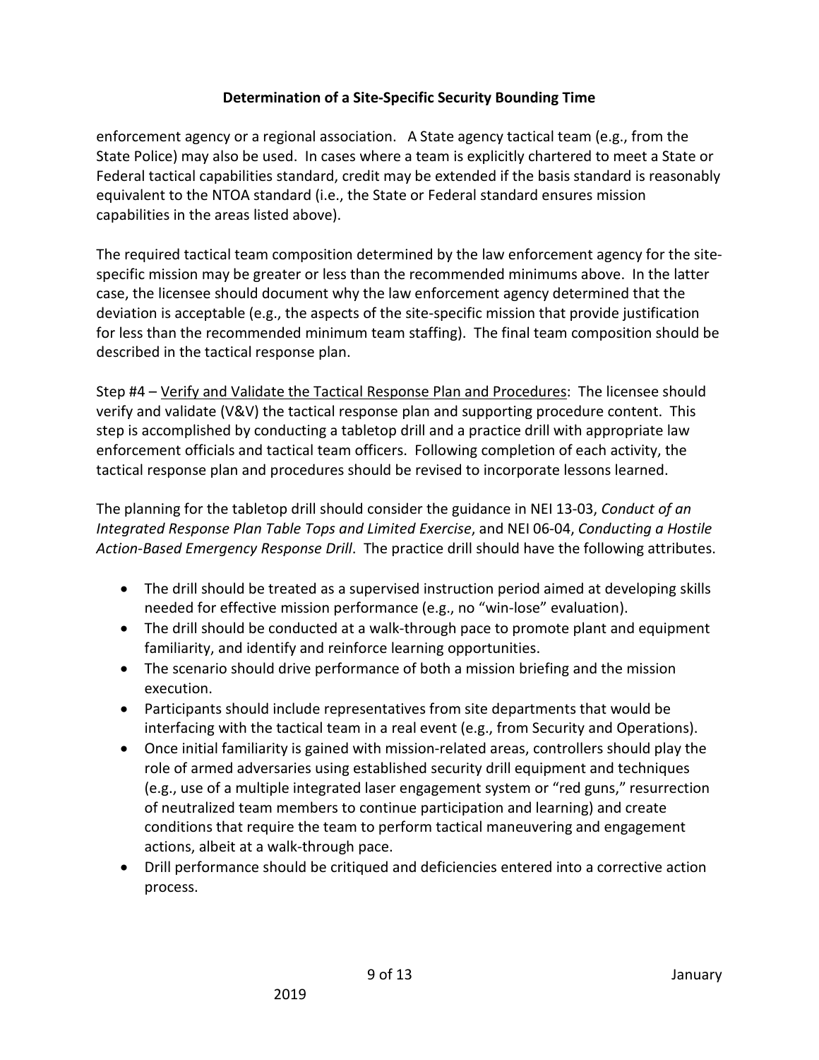enforcement agency or a regional association. A State agency tactical team (e.g., from the State Police) may also be used. In cases where a team is explicitly chartered to meet a State or Federal tactical capabilities standard, credit may be extended if the basis standard is reasonably equivalent to the NTOA standard (i.e., the State or Federal standard ensures mission capabilities in the areas listed above).

The required tactical team composition determined by the law enforcement agency for the site-specific mission may be greater or less than the recommended minimums above. In the latter case, the licensee should document why the law enforcement agency determined that the deviation is acceptable (e.g., the aspects of the site-specific mission that provide justification for less than the recommended minimum team staffing). The final team composition should be described in the tactical response plan.

Step #4 – Verify and Validate the Tactical Response Plan and Procedures: The licensee should verify and validate (V&V) the tactical response plan and supporting procedure content. This step is accomplished by conducting a tabletop drill and a practice drill with appropriate law enforcement officials and tactical team officers. Following completion of each activity, the tactical response plan and procedures should be revised to incorporate lessons learned.

The planning for the tabletop drill should consider the guidance in NEI 13-03, *Conduct of an Integrated Response Plan Table Tops and Limited Exercise*, and NEI 06-04, *Conducting a Hostile Action-Based Emergency Response Drill*. The practice drill should have the following attributes.

- The drill should be treated as a supervised instruction period aimed at developing skills needed for effective mission performance (e.g., no "win-lose" evaluation).
- The drill should be conducted at a walk-through pace to promote plant and equipment familiarity, and identify and reinforce learning opportunities.
- The scenario should drive performance of both a mission briefing and the mission execution.
- Participants should include representatives from site departments that would be interfacing with the tactical team in a real event (e.g., from Security and Operations).
- Once initial familiarity is gained with mission-related areas, controllers should play the role of armed adversaries using established security drill equipment and techniques (e.g., use of a multiple integrated laser engagement system or "red guns," resurrection of neutralized team members to continue participation and learning) and create conditions that require the team to perform tactical maneuvering and engagement actions, albeit at a walk-through pace.
- Drill performance should be critiqued and deficiencies entered into a corrective action process.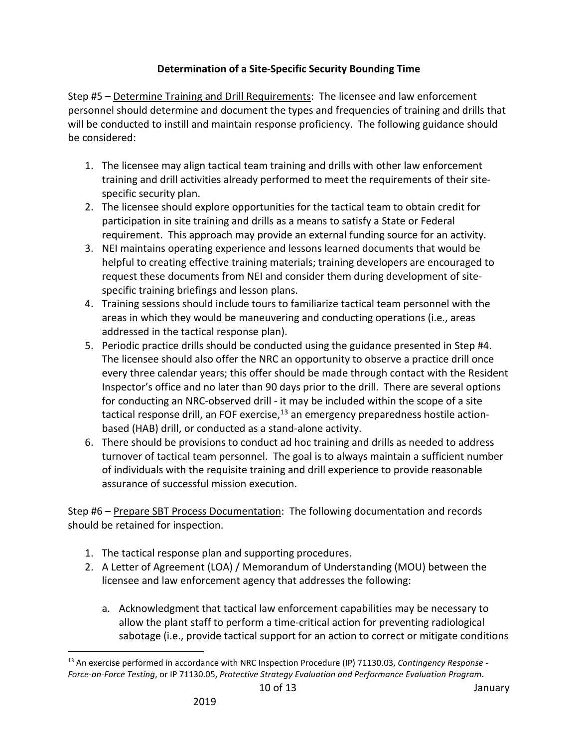**Determination of a Site-Specific Security Bounding Time**

Step #5 – Determine Training and Drill Requirements: The licensee and law enforcement personnel should determine and document the types and frequencies of training and drills that will be conducted to instill and maintain response proficiency. The following guidance should be considered:

1. The licensee may align tactical team training and drills with other law enforcement training and drill activities already performed to meet the requirements of their site-specific security plan.
2. The licensee should explore opportunities for the tactical team to obtain credit for participation in site training and drills as a means to satisfy a State or Federal requirement. This approach may provide an external funding source for an activity.
3. NEI maintains operating experience and lessons learned documents that would be helpful to creating effective training materials; training developers are encouraged to request these documents from NEI and consider them during development of site-specific training briefings and lesson plans.
4. Training sessions should include tours to familiarize tactical team personnel with the areas in which they would be maneuvering and conducting operations (i.e., areas addressed in the tactical response plan).
5. Periodic practice drills should be conducted using the guidance presented in Step #4. The licensee should also offer the NRC an opportunity to observe a practice drill once every three calendar years; this offer should be made through contact with the Resident Inspector's office and no later than 90 days prior to the drill. There are several options for conducting an NRC-observed drill - it may be included within the scope of a site tactical response drill, an FOF exercise,[13] an emergency preparedness hostile action-based (HAB) drill, or conducted as a stand-alone activity.
6. There should be provisions to conduct ad hoc training and drills as needed to address turnover of tactical team personnel. The goal is to always maintain a sufficient number of individuals with the requisite training and drill experience to provide reasonable assurance of successful mission execution.

Step #6 – Prepare SBT Process Documentation: The following documentation and records should be retained for inspection.

1. The tactical response plan and supporting procedures.
2. A Letter of Agreement (LOA) / Memorandum of Understanding (MOU) between the licensee and law enforcement agency that addresses the following:

   a. Acknowledgment that tactical law enforcement capabilities may be necessary to allow the plant staff to perform a time-critical action for preventing radiological sabotage (i.e., provide tactical support for an action to correct or mitigate conditions

---

[13] An exercise performed in accordance with NRC Inspection Procedure (IP) 71130.03, *Contingency Response - Force-on-Force Testing*, or IP 71130.05, *Protective Strategy Evaluation and Performance Evaluation Program*.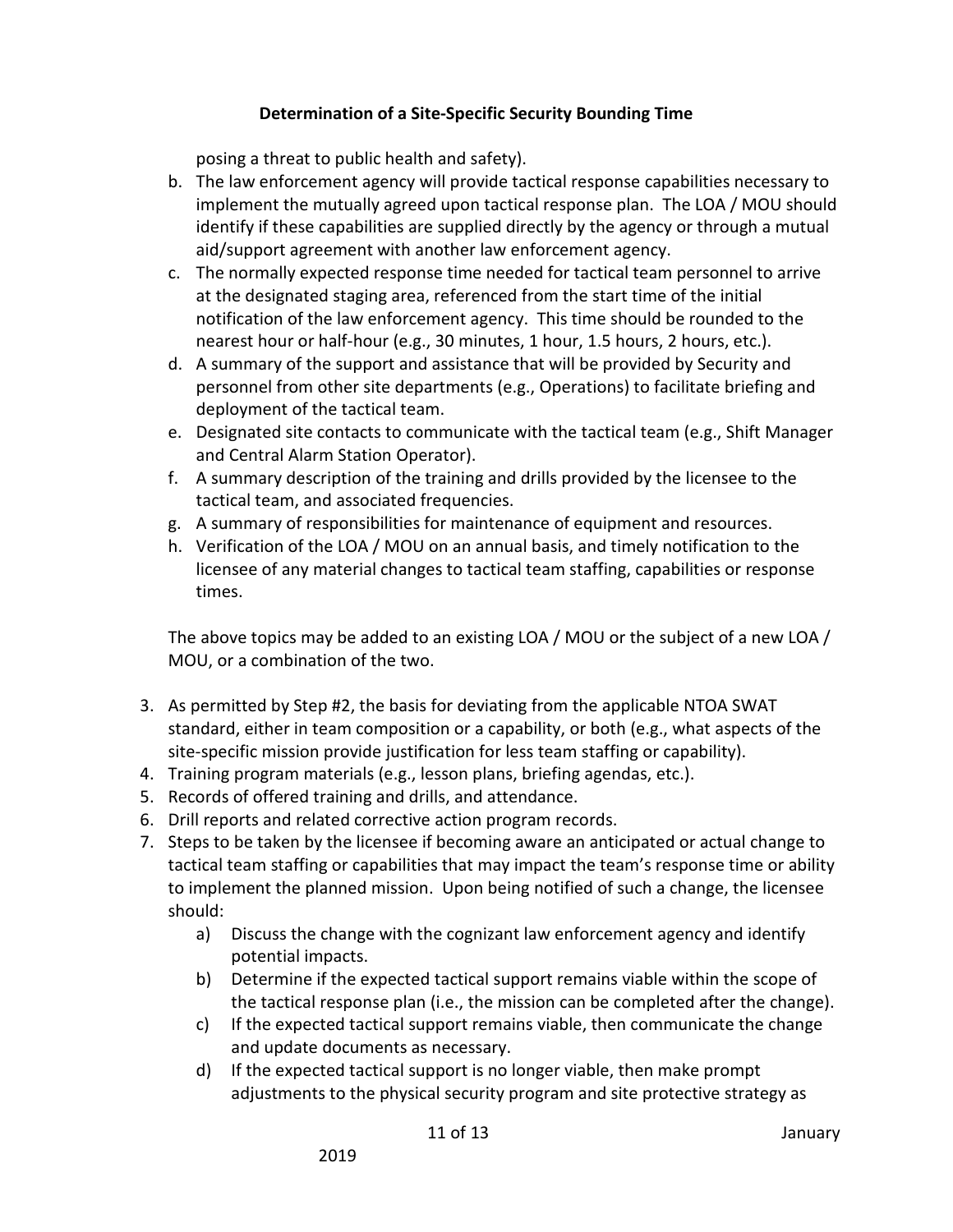posing a threat to public health and safety).

b. The law enforcement agency will provide tactical response capabilities necessary to implement the mutually agreed upon tactical response plan. The LOA / MOU should identify if these capabilities are supplied directly by the agency or through a mutual aid/support agreement with another law enforcement agency.
c. The normally expected response time needed for tactical team personnel to arrive at the designated staging area, referenced from the start time of the initial notification of the law enforcement agency. This time should be rounded to the nearest hour or half-hour (e.g., 30 minutes, 1 hour, 1.5 hours, 2 hours, etc.).
d. A summary of the support and assistance that will be provided by Security and personnel from other site departments (e.g., Operations) to facilitate briefing and deployment of the tactical team.
e. Designated site contacts to communicate with the tactical team (e.g., Shift Manager and Central Alarm Station Operator).
f. A summary description of the training and drills provided by the licensee to the tactical team, and associated frequencies.
g. A summary of responsibilities for maintenance of equipment and resources.
h. Verification of the LOA / MOU on an annual basis, and timely notification to the licensee of any material changes to tactical team staffing, capabilities or response times.

The above topics may be added to an existing LOA / MOU or the subject of a new LOA / MOU, or a combination of the two.

3. As permitted by Step #2, the basis for deviating from the applicable NTOA SWAT standard, either in team composition or a capability, or both (e.g., what aspects of the site-specific mission provide justification for less team staffing or capability).
4. Training program materials (e.g., lesson plans, briefing agendas, etc.).
5. Records of offered training and drills, and attendance.
6. Drill reports and related corrective action program records.
7. Steps to be taken by the licensee if becoming aware an anticipated or actual change to tactical team staffing or capabilities that may impact the team's response time or ability to implement the planned mission. Upon being notified of such a change, the licensee should:
   a) Discuss the change with the cognizant law enforcement agency and identify potential impacts.
   b) Determine if the expected tactical support remains viable within the scope of the tactical response plan (i.e., the mission can be completed after the change).
   c) If the expected tactical support remains viable, then communicate the change and update documents as necessary.
   d) If the expected tactical support is no longer viable, then make prompt adjustments to the physical security program and site protective strategy as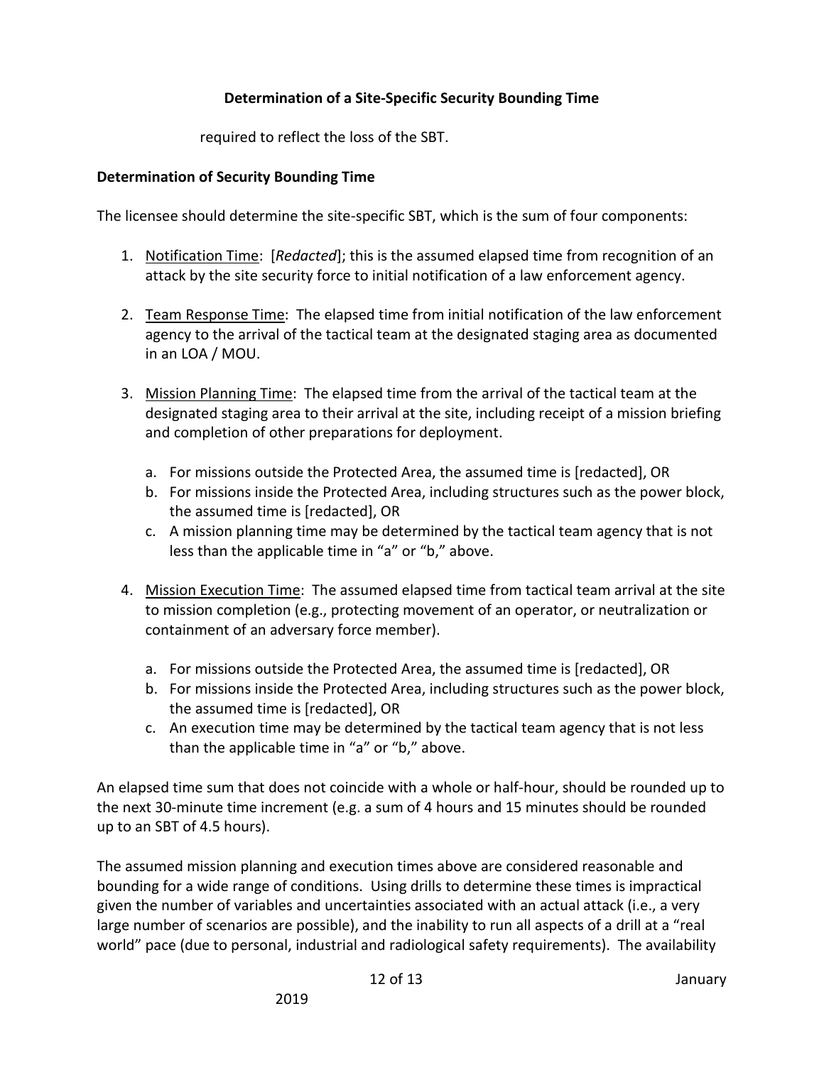required to reflect the loss of the SBT.

### Determination of Security Bounding Time

The licensee should determine the site-specific SBT, which is the sum of four components:

1. Notification Time: [*Redacted*]; this is the assumed elapsed time from recognition of an attack by the site security force to initial notification of a law enforcement agency.

2. Team Response Time: The elapsed time from initial notification of the law enforcement agency to the arrival of the tactical team at the designated staging area as documented in an LOA / MOU.

3. Mission Planning Time: The elapsed time from the arrival of the tactical team at the designated staging area to their arrival at the site, including receipt of a mission briefing and completion of other preparations for deployment.

   a. For missions outside the Protected Area, the assumed time is [redacted], OR
   b. For missions inside the Protected Area, including structures such as the power block, the assumed time is [redacted], OR
   c. A mission planning time may be determined by the tactical team agency that is not less than the applicable time in "a" or "b," above.

4. Mission Execution Time: The assumed elapsed time from tactical team arrival at the site to mission completion (e.g., protecting movement of an operator, or neutralization or containment of an adversary force member).

   a. For missions outside the Protected Area, the assumed time is [redacted], OR
   b. For missions inside the Protected Area, including structures such as the power block, the assumed time is [redacted], OR
   c. An execution time may be determined by the tactical team agency that is not less than the applicable time in "a" or "b," above.

An elapsed time sum that does not coincide with a whole or half-hour, should be rounded up to the next 30-minute time increment (e.g. a sum of 4 hours and 15 minutes should be rounded up to an SBT of 4.5 hours).

The assumed mission planning and execution times above are considered reasonable and bounding for a wide range of conditions. Using drills to determine these times is impractical given the number of variables and uncertainties associated with an actual attack (i.e., a very large number of scenarios are possible), and the inability to run all aspects of a drill at a "real world" pace (due to personal, industrial and radiological safety requirements). The availability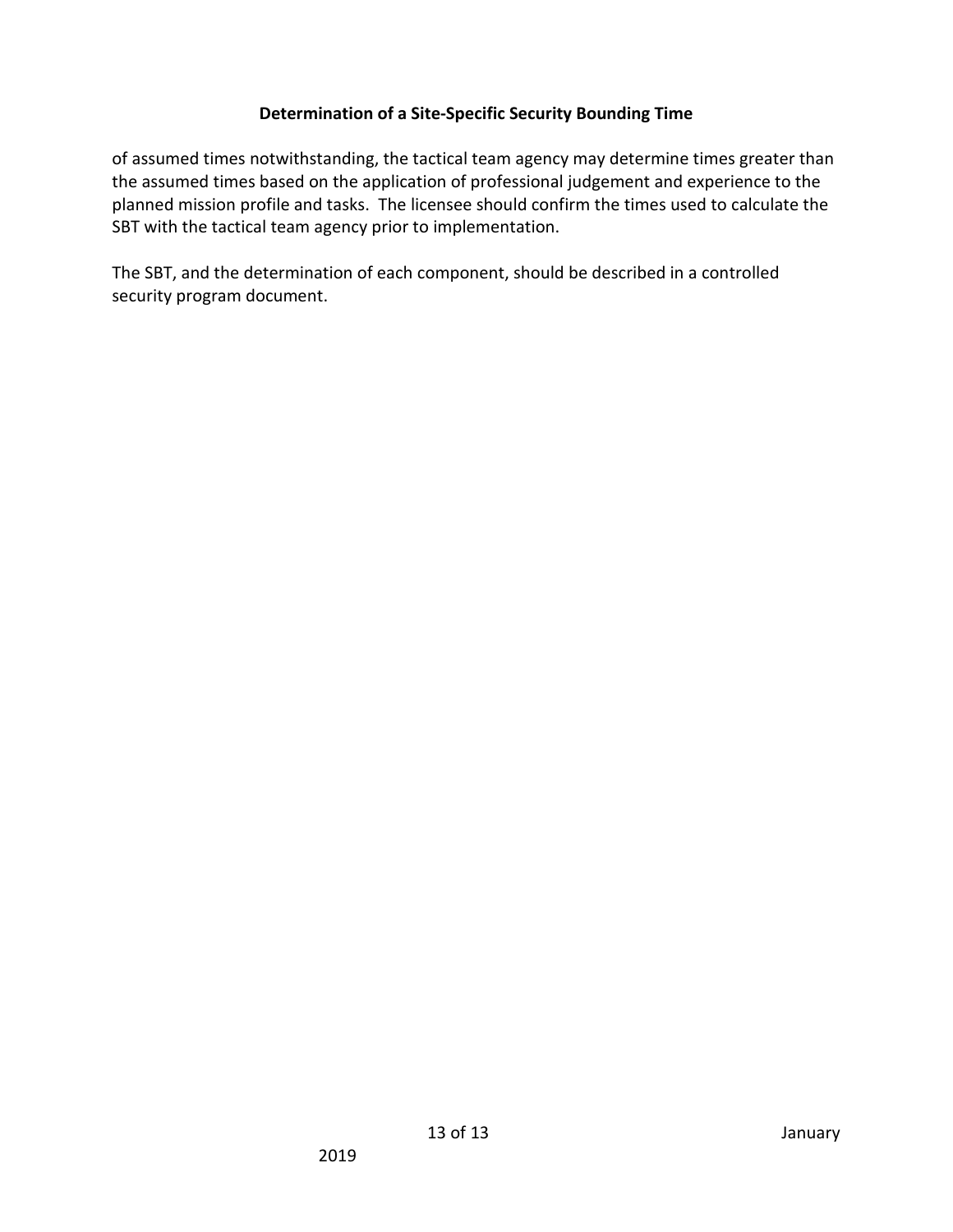of assumed times notwithstanding, the tactical team agency may determine times greater than the assumed times based on the application of professional judgement and experience to the planned mission profile and tasks. The licensee should confirm the times used to calculate the SBT with the tactical team agency prior to implementation.

The SBT, and the determination of each component, should be described in a controlled security program document.